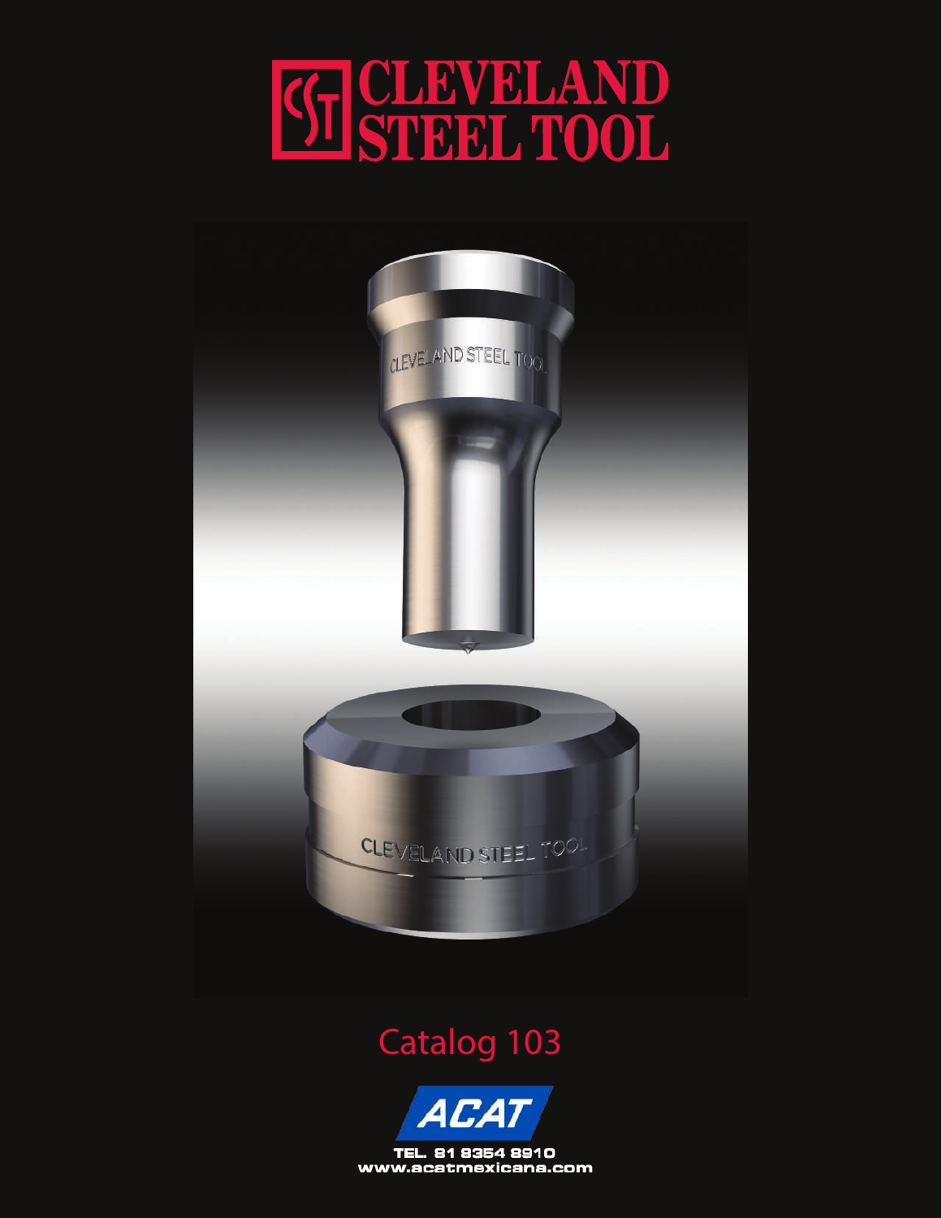# CLEVELAND STEEL TOOL

Catalog 103

ACAT

TEL. 81 8354 8910

www.acatmexicana.com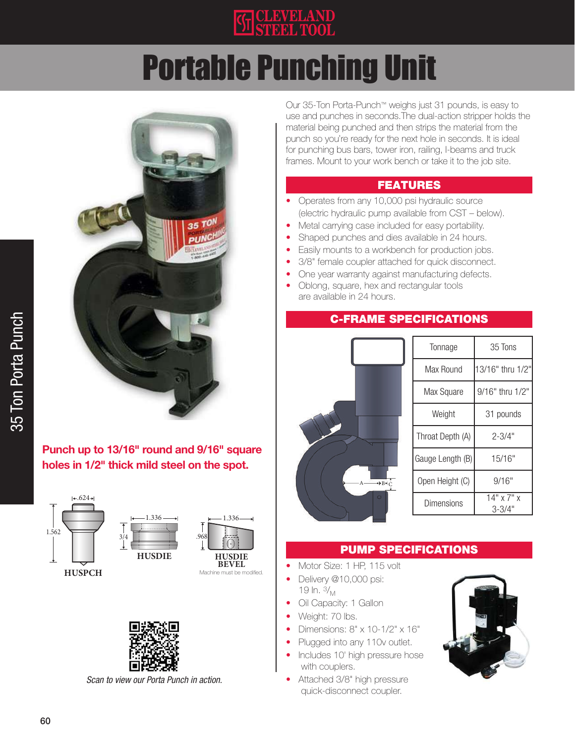CLEVELAND STEEL TOOL

# Portable Punching Unit

35 Ton Porta Punch

**Punch up to 13/16" round and 9/16" square holes in 1/2" thick mild steel on the spot.**

.624  
1.562  
HUSPCH

1.336  
3/4  
HUSDIE

1.336  
.968  
HUSDIE BEVEL  
Machine must be modified.

*Scan to view our Porta Punch in action.*

Our 35-Ton Porta-Punch™ weighs just 31 pounds, is easy to use and punches in seconds. The dual-action stripper holds the material being punched and then strips the material from the punch so you're ready for the next hole in seconds. It is ideal for punching bus bars, tower iron, railing, I-beams and truck frames. Mount to your work bench or take it to the job site.

## FEATURES

- Operates from any 10,000 psi hydraulic source (electric hydraulic pump available from CST – below).
- Metal carrying case included for easy portability.
- Shaped punches and dies available in 24 hours.
- Easily mounts to a workbench for production jobs.
- 3/8" female coupler attached for quick disconnect.
- One year warranty against manufacturing defects.
- Oblong, square, hex and rectangular tools are available in 24 hours.

## C-FRAME SPECIFICATIONS

| Tonnage | 35 Tons |
|---|---|
| Max Round | 13/16" thru 1/2" |
| Max Square | 9/16" thru 1/2" |
| Weight | 31 pounds |
| Throat Depth (A) | 2-3/4" |
| Gauge Length (B) | 15/16" |
| Open Height (C) | 9/16" |
| Dimensions | 14" x 7" x 3-3/4" |

## PUMP SPECIFICATIONS

- Motor Size: 1 HP, 115 volt
- Delivery @10,000 psi: 19 In. ³/M
- Oil Capacity: 1 Gallon
- Weight: 70 lbs.
- Dimensions: 8" x 10-1/2" x 16"
- Plugged into any 110v outlet.
- Includes 10' high pressure hose with couplers.
- Attached 3/8" high pressure quick-disconnect coupler.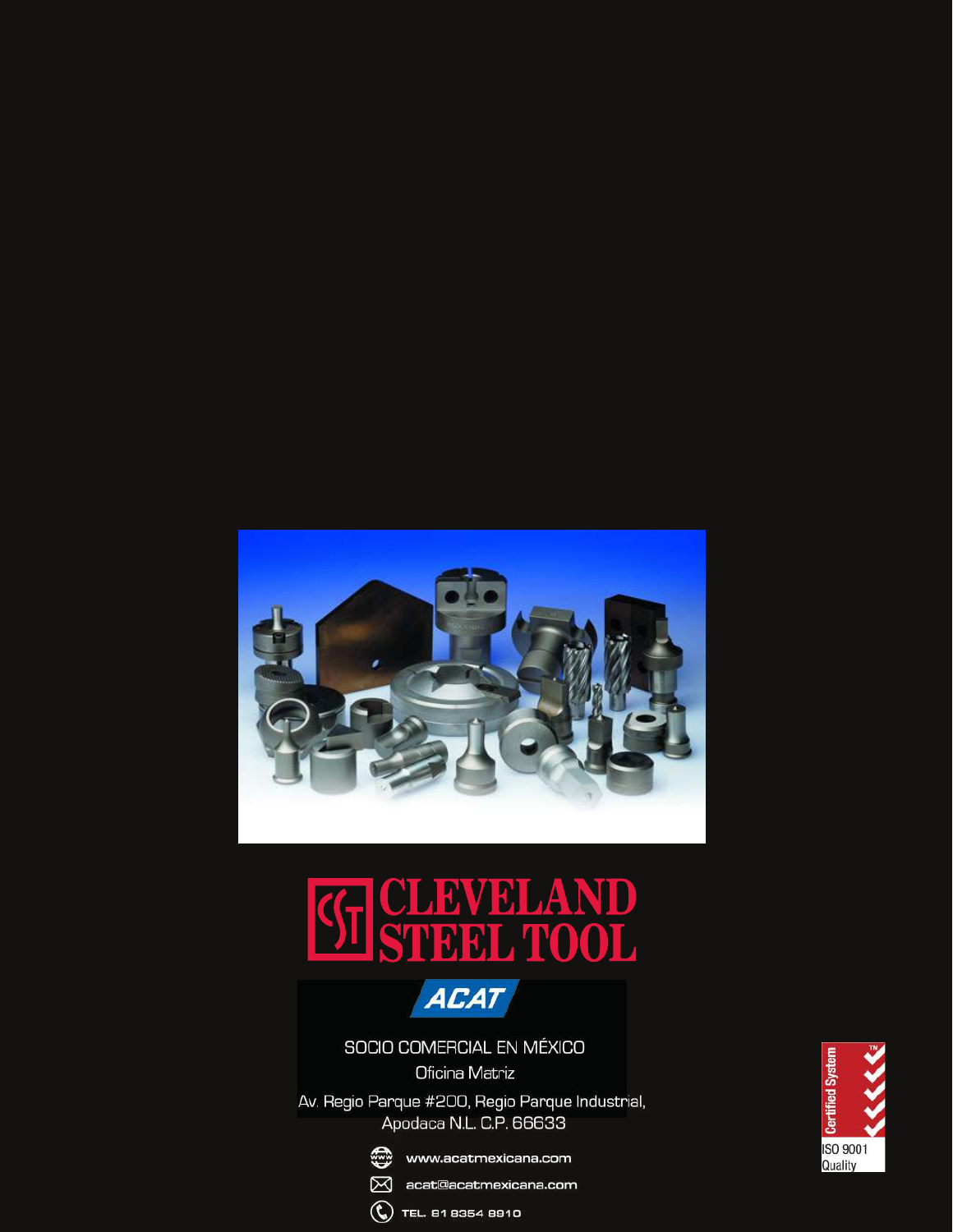CLEVELAND STEEL TOOL

ACAT

SOCIO COMERCIAL EN MÉXICO

Oficina Matriz

Av. Regio Parque #200, Regio Parque Industrial, Apodaca N.L. C.P. 66633

www.acatmexicana.com

acat@acatmexicana.com

TEL. 81 8354 8910

Certified System ISO 9001 Quality